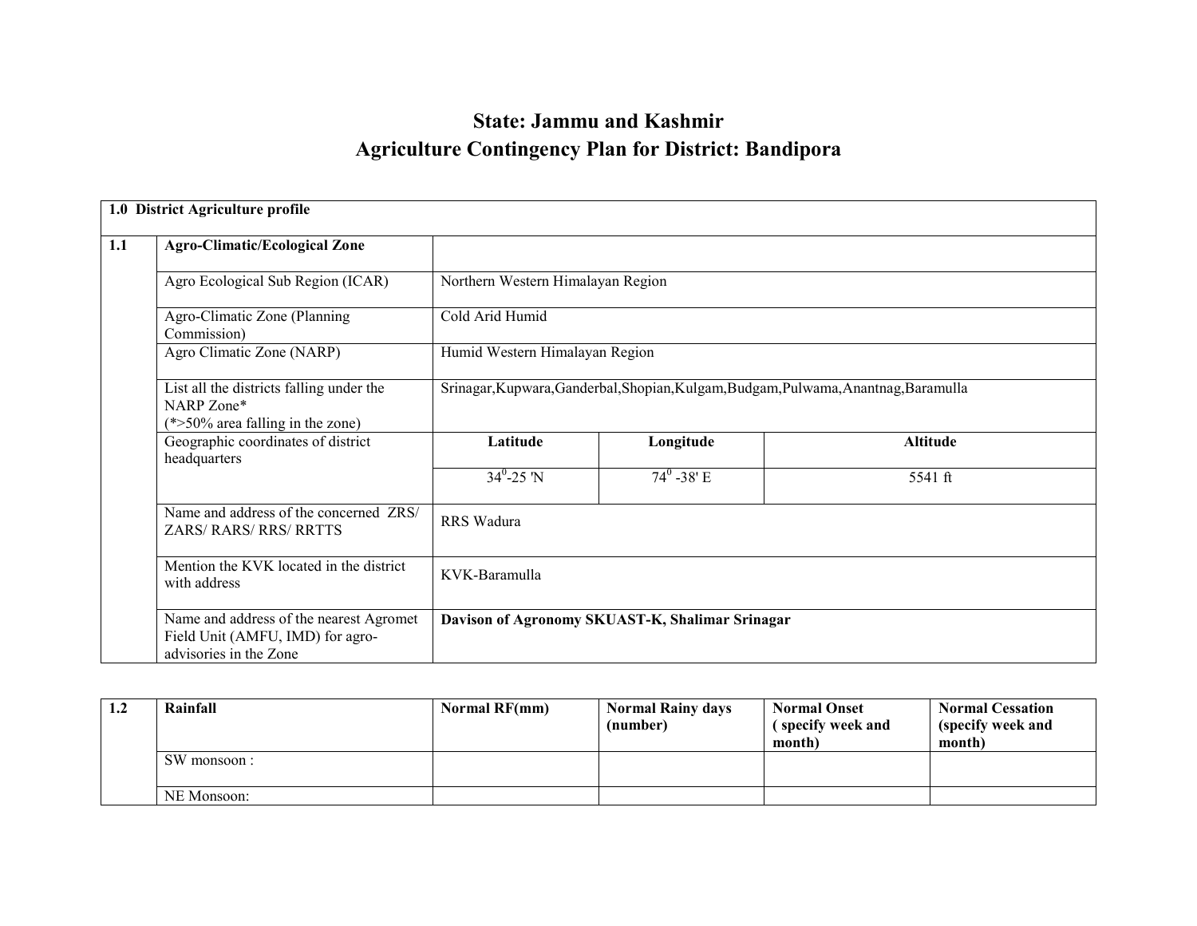# State: Jammu and Kashmir

# Agriculture Contingency Plan for District: Bandipora

| 1.0 District Agriculture profile | | | | | |
|---|---|---|---|---|---|
| **1.1** | **Agro-Climatic/Ecological Zone** | | | | |
| | Agro Ecological Sub Region (ICAR) | Northern Western Himalayan Region | | | |
| | Agro-Climatic Zone (Planning Commission) | Cold Arid Humid | | | |
| | Agro Climatic Zone (NARP) | Humid Western Himalayan Region | | | |
| | List all the districts falling under the NARP Zone* (*>50% area falling in the zone) | Srinagar,Kupwara,Ganderbal,Shopian,Kulgam,Budgam,Pulwama,Anantnag,Baramulla | | | |
| | Geographic coordinates of district headquarters | **Latitude** | **Longitude** | **Altitude** | |
| | | $34^0$-25 'N | $74^0$ -38' E | 5541 ft | |
| | Name and address of the concerned ZRS/ ZARS/ RARS/ RRS/ RRTTS | RRS Wadura | | | |
| | Mention the KVK located in the district with address | KVK-Baramulla | | | |
| | Name and address of the nearest Agromet Field Unit (AMFU, IMD) for agro-advisories in the Zone | **Davison of Agronomy SKUAST-K, Shalimar Srinagar** | | | |

| 1.2 | Rainfall | Normal RF(mm) | Normal Rainy days (number) | Normal Onset ( specify week and month) | Normal Cessation (specify week and month) |
|---|---|---|---|---|---|
| | SW monsoon : | | | | |
| | NE Monsoon: | | | | |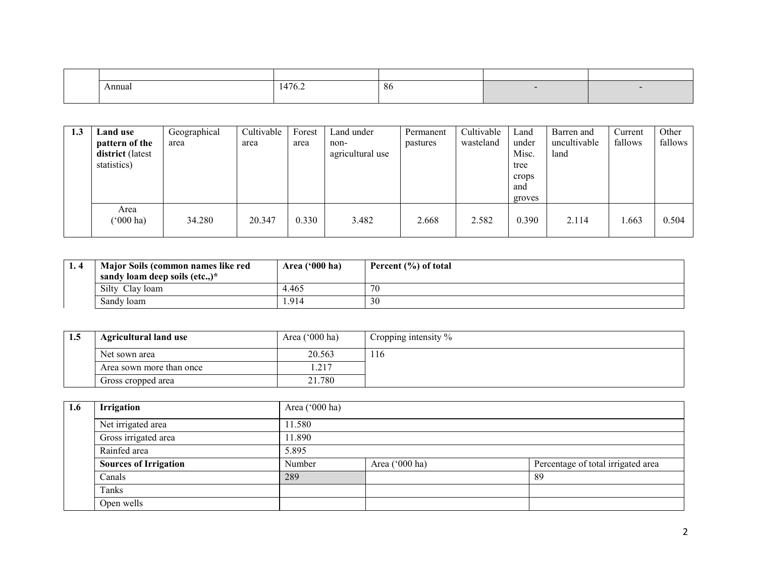| | | | | | |
|---|---|---|---|---|---|
| | | | | | |
| | Annual | 1476.2 | 86 | - | - |

| 1.3 | Land use pattern of the district (latest statistics) | Geographical area | Cultivable area | Forest area | Land under non-agricultural use | Permanent pastures | Cultivable wasteland | Land under Misc. tree crops and groves | Barren and uncultivable land | Current fallows | Other fallows |
|---|---|---|---|---|---|---|---|---|---|---|---|
| | Area ('000 ha) | 34.280 | 20.347 | 0.330 | 3.482 | 2.668 | 2.582 | 0.390 | 2.114 | 1.663 | 0.504 |

| 1. 4 | Major Soils (common names like red sandy loam deep soils (etc.,)* | Area ('000 ha) | Percent (%) of total |
|---|---|---|---|
| | Silty Clay loam | 4.465 | 70 |
| | Sandy loam | 1.914 | 30 |

| 1.5 | Agricultural land use | Area ('000 ha) | Cropping intensity % |
|---|---|---|---|
| | Net sown area | 20.563 | 116 |
| | Area sown more than once | 1.217 | |
| | Gross cropped area | 21.780 | |

| 1.6 | Irrigation | Area ('000 ha) | | |
|---|---|---|---|---|
| | Net irrigated area | 11.580 | | |
| | Gross irrigated area | 11.890 | | |
| | Rainfed area | 5.895 | | |
| | **Sources of Irrigation** | Number | Area ('000 ha) | Percentage of total irrigated area |
| | Canals | 289 | | 89 |
| | Tanks | | | |
| | Open wells | | | |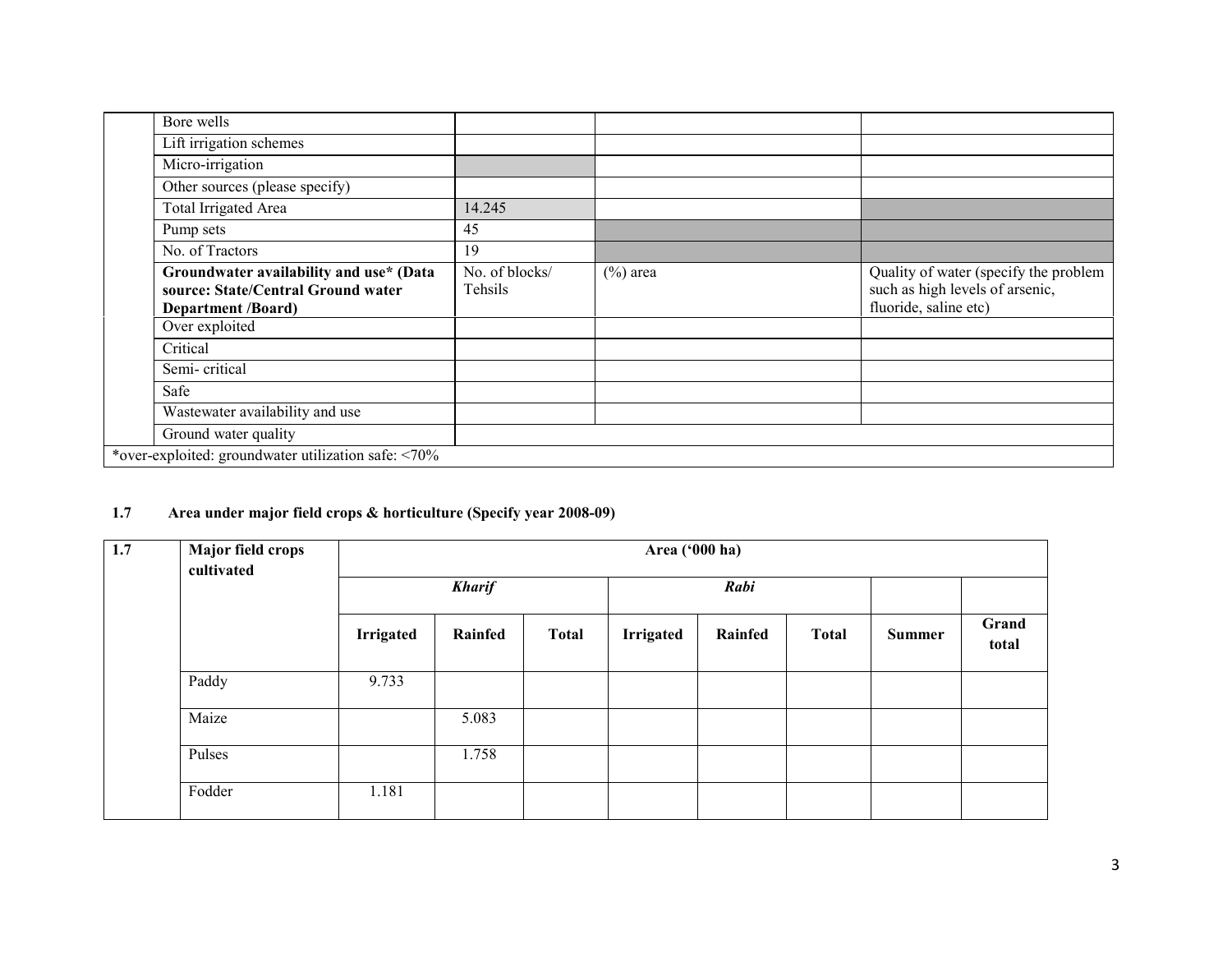| | | | | |
|---|---|---|---|---|
| | Bore wells | | | |
| | Lift irrigation schemes | | | |
| | Micro-irrigation | | | |
| | Other sources (please specify) | | | |
| | Total Irrigated Area | 14.245 | | |
| | Pump sets | 45 | | |
| | No. of Tractors | 19 | | |
| | **Groundwater availability and use* (Data source: State/Central Ground water Department /Board)** | No. of blocks/ Tehsils | (%) area | Quality of water (specify the problem such as high levels of arsenic, fluoride, saline etc) |
| | Over exploited | | | |
| | Critical | | | |
| | Semi- critical | | | |
| | Safe | | | |
| | Wastewater availability and use | | | |
| | Ground water quality | | | |
| *over-exploited: groundwater utilization safe: <70% | | | | |

**1.7 Area under major field crops & horticulture (Specify year 2008-09)**

| 1.7 | Major field crops cultivated | Area ('000 ha) | | | | | | | |
|---|---|---|---|---|---|---|---|---|---|
| | | ***Kharif*** | | | ***Rabi*** | | | | |
| | | **Irrigated** | **Rainfed** | **Total** | **Irrigated** | **Rainfed** | **Total** | **Summer** | **Grand total** |
| | Paddy | 9.733 | | | | | | | |
| | Maize | | 5.083 | | | | | | |
| | Pulses | | 1.758 | | | | | | |
| | Fodder | 1.181 | | | | | | | |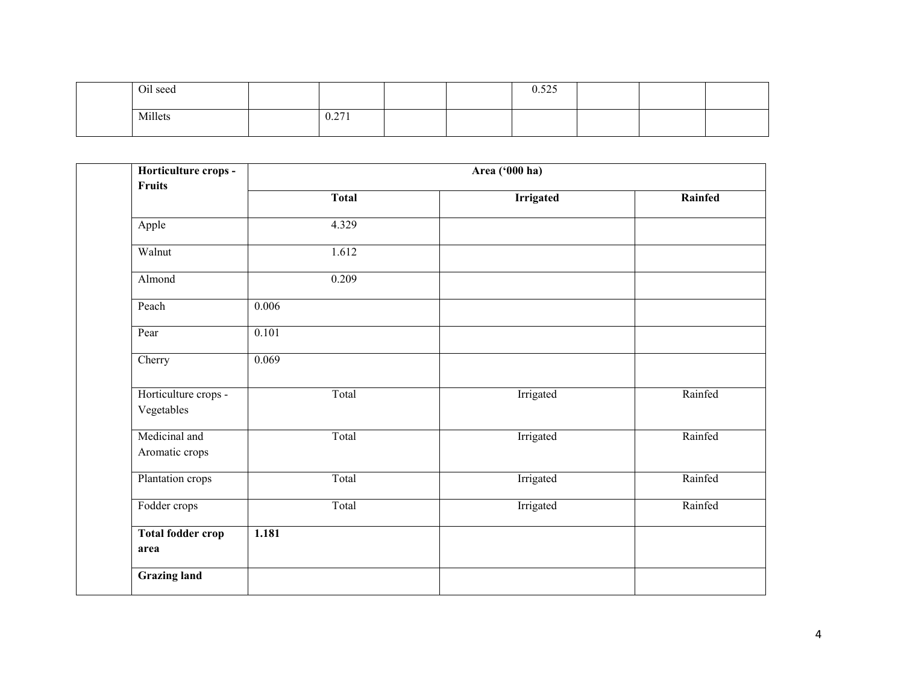| | | | | | | | | | |
|---|---|---|---|---|---|---|---|---|---|
| | Oil seed | | | | | 0.525 | | | |
| | Millets | | 0.271 | | | | | | |

| | Horticulture crops - Fruits | Area ('000 ha) | | |
|---|---|---|---|---|
| | | **Total** | **Irrigated** | **Rainfed** |
| | Apple | 4.329 | | |
| | Walnut | 1.612 | | |
| | Almond | 0.209 | | |
| | Peach | 0.006 | | |
| | Pear | 0.101 | | |
| | Cherry | 0.069 | | |
| | Horticulture crops - Vegetables | Total | Irrigated | Rainfed |
| | Medicinal and Aromatic crops | Total | Irrigated | Rainfed |
| | Plantation crops | Total | Irrigated | Rainfed |
| | Fodder crops | Total | Irrigated | Rainfed |
| | **Total fodder crop area** | **1.181** | | |
| | **Grazing land** | | | |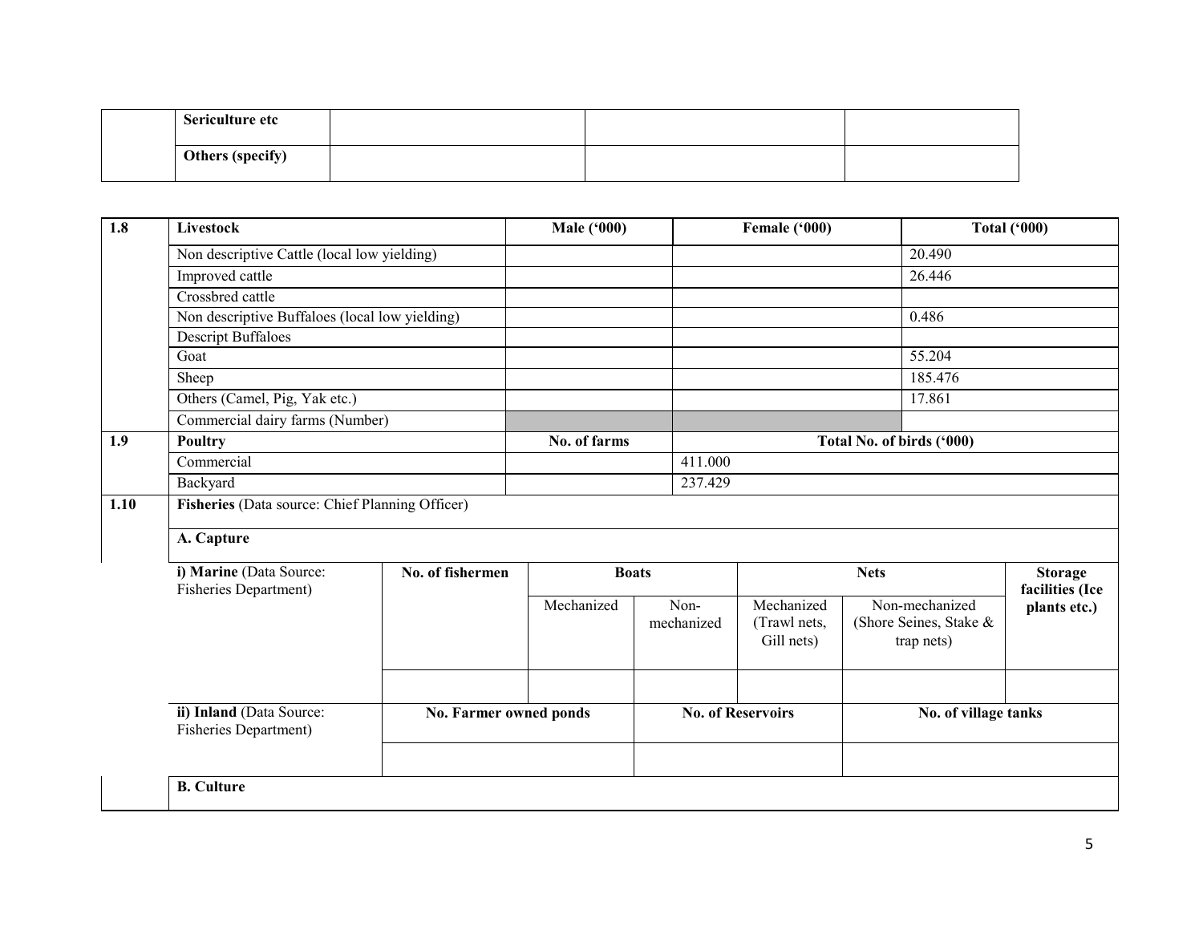| | Sericulture etc | | | |
|---|---|---|---|---|
| | Others (specify) | | | |

| 1.8 | Livestock | Male ('000) | Female ('000) | Total ('000) |
|---|---|---|---|---|
| | Non descriptive Cattle (local low yielding) | | | 20.490 |
| | Improved cattle | | | 26.446 |
| | Crossbred cattle | | | |
| | Non descriptive Buffaloes (local low yielding) | | | 0.486 |
| | Descript Buffaloes | | | |
| | Goat | | | 55.204 |
| | Sheep | | | 185.476 |
| | Others (Camel, Pig, Yak etc.) | | | 17.861 |
| | Commercial dairy farms (Number) | | | |
| **1.9** | **Poultry** | **No. of farms** | **Total No. of birds ('000)** | |
| | Commercial | | 411.000 | |
| | Backyard | | 237.429 | |

**1.10 Fisheries** (Data source: Chief Planning Officer)

**A. Capture**

| i) Marine (Data Source: Fisheries Department) | No. of fishermen | Boats | | Nets | | Storage facilities (Ice plants etc.) |
|---|---|---|---|---|---|---|
| | | Mechanized | Non-mechanized | Mechanized (Trawl nets, Gill nets) | Non-mechanized (Shore Seines, Stake & trap nets) | |
| | | | | | | |

| ii) Inland (Data Source: Fisheries Department) | No. Farmer owned ponds | No. of Reservoirs | No. of village tanks |
|---|---|---|---|
| | | | |

**B. Culture**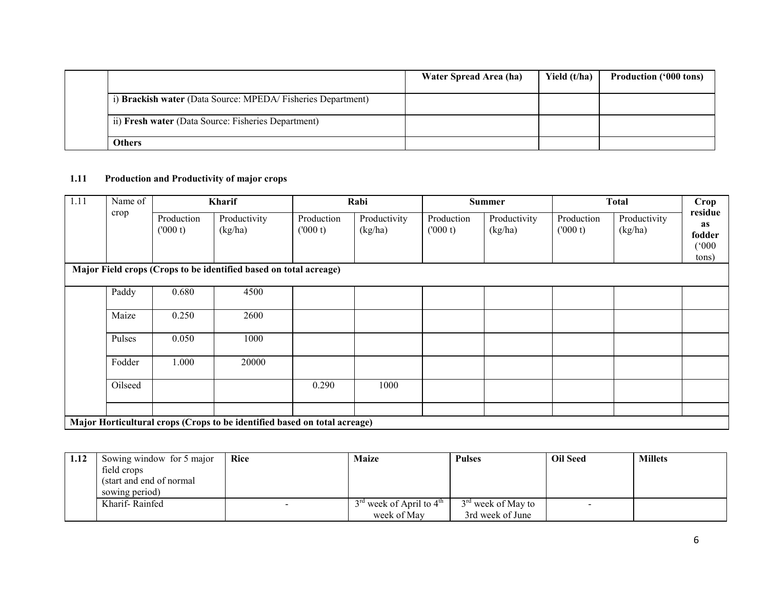| | | Water Spread Area (ha) | Yield (t/ha) | Production ('000 tons) |
|---|---|---|---|---|
| | i) **Brackish water** (Data Source: MPEDA/ Fisheries Department) | | | |
| | ii) **Fresh water** (Data Source: Fisheries Department) | | | |
| | **Others** | | | |

### 1.11 Production and Productivity of major crops

| 1.11 | Name of crop | Kharif | | Rabi | | Summer | | Total | | Crop residue as fodder ('000 tons) |
|---|---|---|---|---|---|---|---|---|---|---|
| | | Production ('000 t) | Productivity (kg/ha) | Production ('000 t) | Productivity (kg/ha) | Production ('000 t) | Productivity (kg/ha) | Production ('000 t) | Productivity (kg/ha) | |
| **Major Field crops (Crops to be identified based on total acreage)** | | | | | | | | | | |
| | Paddy | 0.680 | 4500 | | | | | | | |
| | Maize | 0.250 | 2600 | | | | | | | |
| | Pulses | 0.050 | 1000 | | | | | | | |
| | Fodder | 1.000 | 20000 | | | | | | | |
| | Oilseed | | | 0.290 | 1000 | | | | | |
| | | | | | | | | | | |
| **Major Horticultural crops (Crops to be identified based on total acreage)** | | | | | | | | | | |

| 1.12 | Sowing window for 5 major field crops (start and end of normal sowing period) | Rice | Maize | Pulses | Oil Seed | Millets |
|---|---|---|---|---|---|---|
| | Kharif- Rainfed | - | 3rd week of April to 4th week of May | 3rd week of May to 3rd week of June | - | |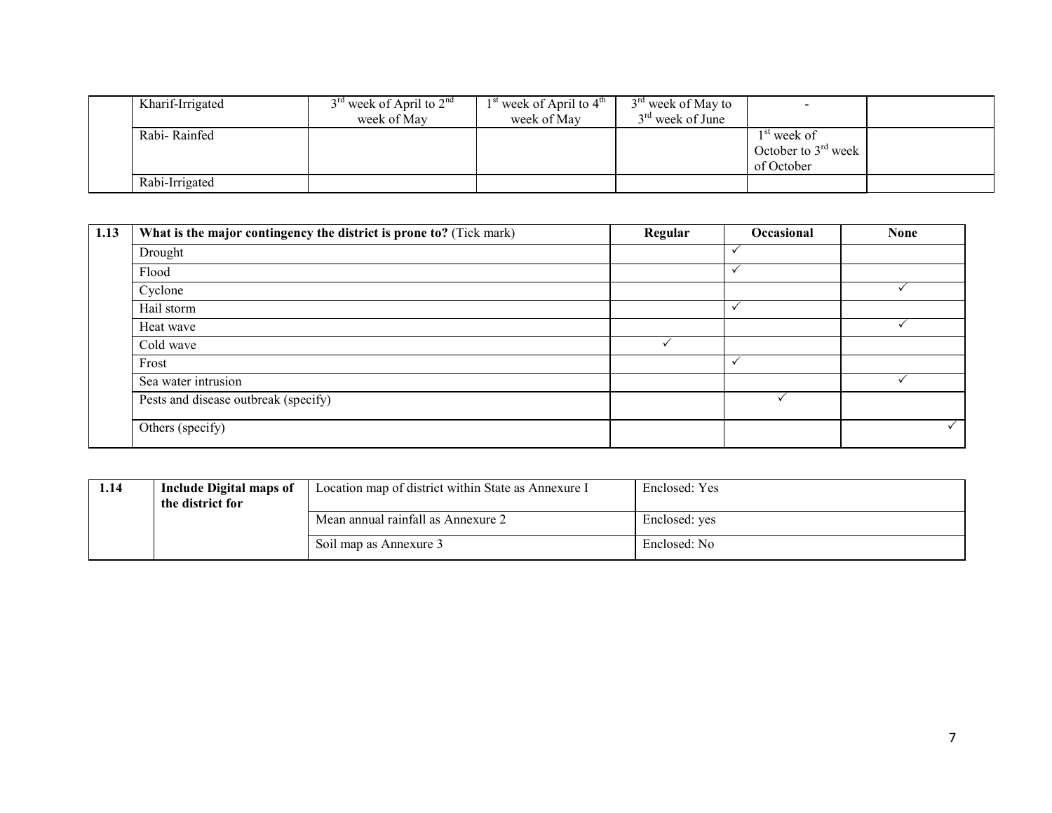|  |  |  |  |  |  |  |
|---|---|---|---|---|---|---|
|  | Kharif-Irrigated | 3rd week of April to 2nd week of May | 1st week of April to 4th week of May | 3rd week of May to 3rd week of June | - |  |
|  | Rabi- Rainfed |  |  |  | 1st week of October to 3rd week of October |  |
|  | Rabi-Irrigated |  |  |  |  |  |

| 1.13 | **What is the major contingency the district is prone to?** (Tick mark) | **Regular** | **Occasional** | **None** |
|---|---|---|---|---|
|  | Drought |  | ✓ |  |
|  | Flood |  | ✓ |  |
|  | Cyclone |  |  | ✓ |
|  | Hail storm |  | ✓ |  |
|  | Heat wave |  |  | ✓ |
|  | Cold wave | ✓ |  |  |
|  | Frost |  | ✓ |  |
|  | Sea water intrusion |  |  | ✓ |
|  | Pests and disease outbreak (specify) |  | ✓ |  |
|  | Others (specify) |  |  | ✓ |

| 1.14 | **Include Digital maps of the district for** | Location map of district within State as Annexure I | Enclosed: Yes |
|---|---|---|---|
|  |  | Mean annual rainfall as Annexure 2 | Enclosed: yes |
|  |  | Soil map as Annexure 3 | Enclosed: No |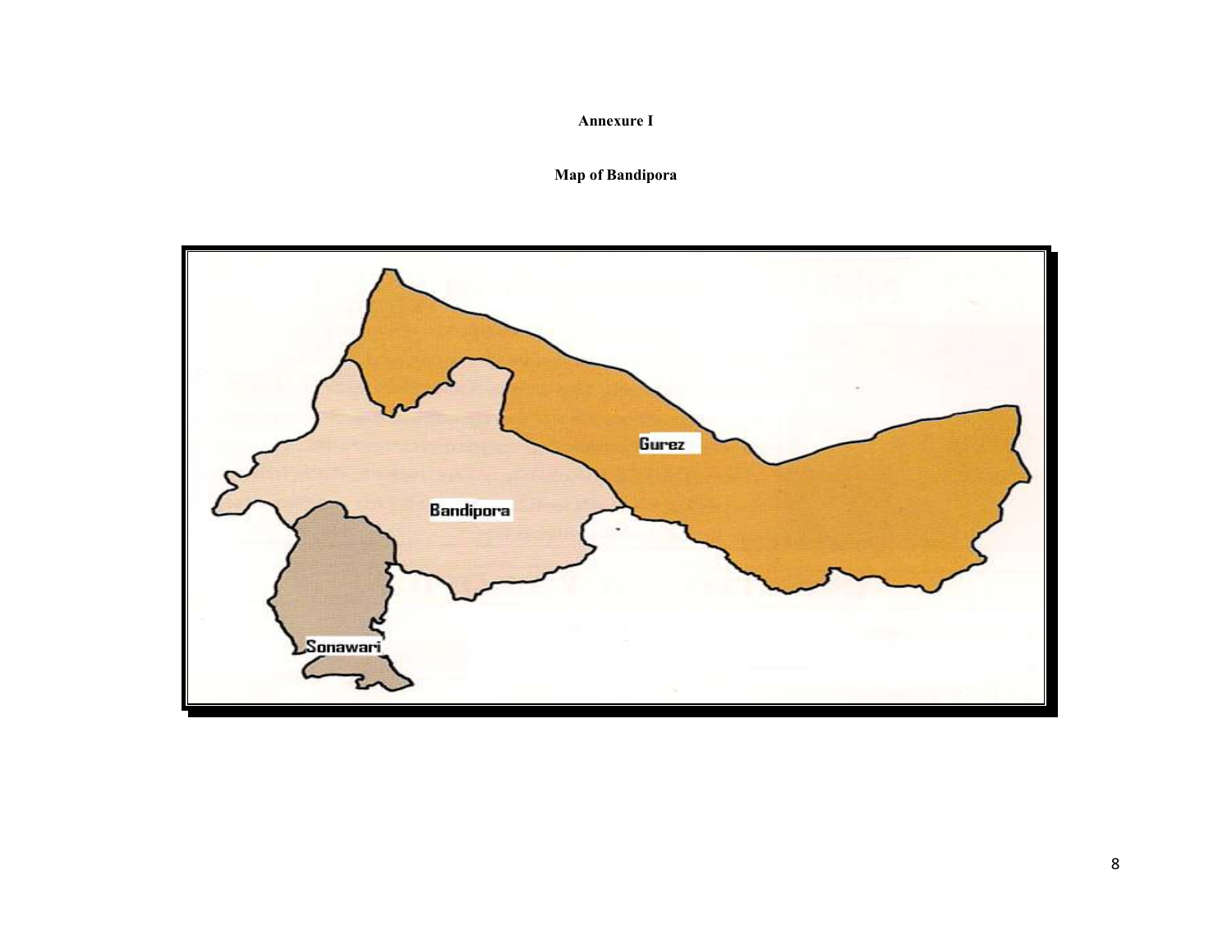**Annexure I**

**Map of Bandipora**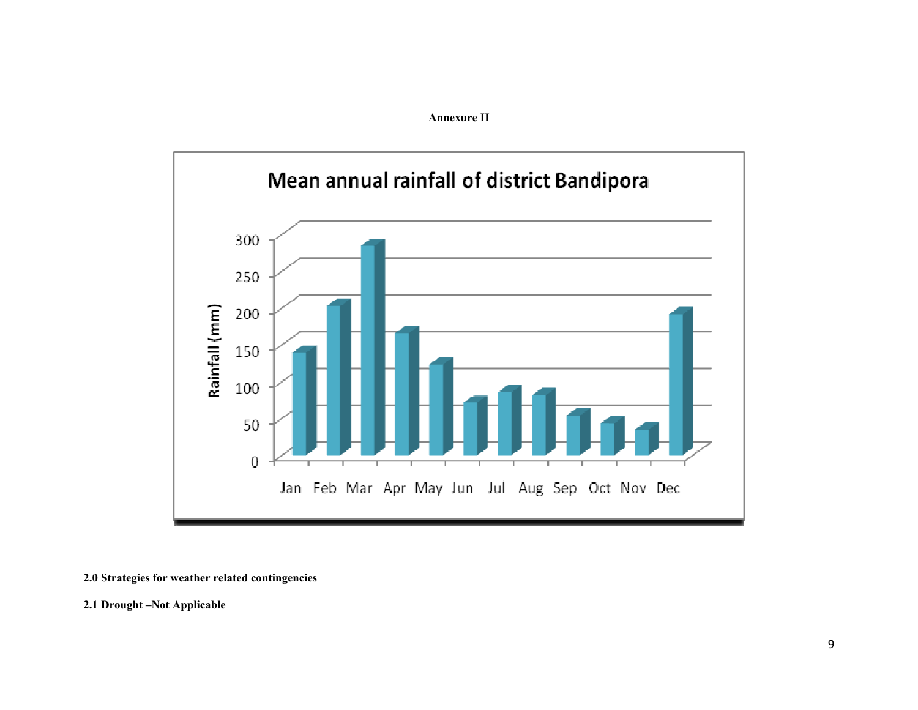**Annexure II**

Mean annual rainfall of district Bandipora

Rainfall (mm)

300
250
200
150
100
50
0

Jan Feb Mar Apr May Jun Jul Aug Sep Oct Nov Dec

**2.0 Strategies for weather related contingencies**

**2.1 Drought –Not Applicable**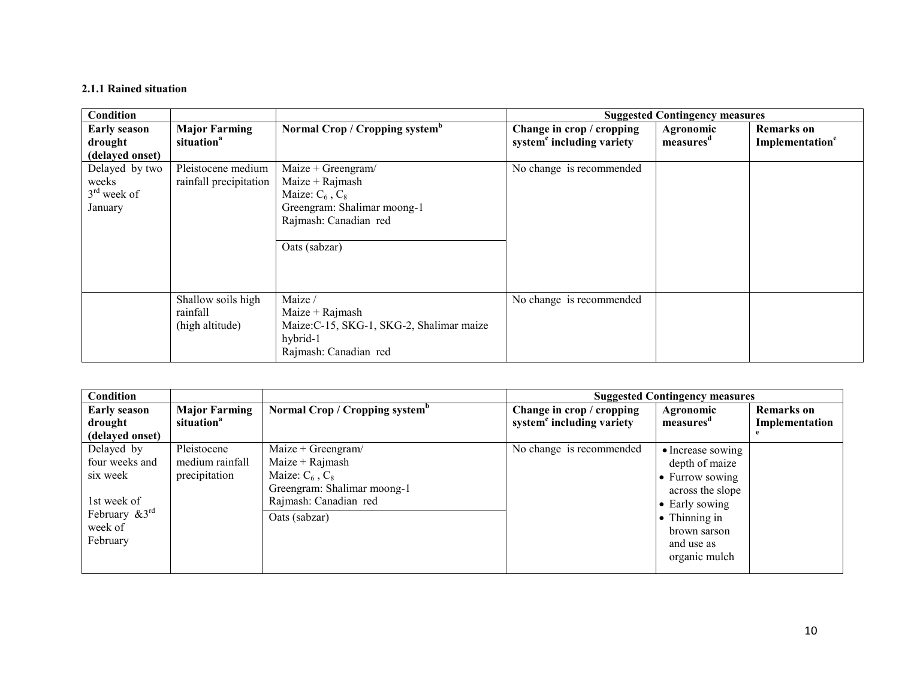### 2.1.1 Rained situation

| Condition | | | Suggested Contingency measures | | |
|---|---|---|---|---|---|
| **Early season drought (delayed onset)** | **Major Farming situation[a]** | **Normal Crop / Cropping system[b]** | **Change in crop / cropping system[c] including variety** | **Agronomic measures[d]** | **Remarks on Implementation[e]** |
| Delayed by two weeks 3[rd] week of January | Pleistocene medium rainfall precipitation | Maize + Greengram/ Maize + Rajmash Maize: $C_6$, $C_8$ Greengram: Shalimar moong-1 Rajmash: Canadian red | No change is recommended | | |
| | | Oats (sabzar) | | | |
| | Shallow soils high rainfall (high altitude) | Maize / Maize + Rajmash Maize:C-15, SKG-1, SKG-2, Shalimar maize hybrid-1 Rajmash: Canadian red | No change is recommended | | |

| Condition | | | Suggested Contingency measures | | |
|---|---|---|---|---|---|
| **Early season drought (delayed onset)** | **Major Farming situation[a]** | **Normal Crop / Cropping system[b]** | **Change in crop / cropping system[c] including variety** | **Agronomic measures[d]** | **Remarks on Implementation[e]** |
| Delayed by four weeks and six week<br><br>1st week of February &3[rd] week of February | Pleistocene medium rainfall precipitation | Maize + Greengram/ Maize + Rajmash Maize: $C_6$, $C_8$ Greengram: Shalimar moong-1 Rajmash: Canadian red | No change is recommended | • Increase sowing depth of maize<br>• Furrow sowing across the slope<br>• Early sowing<br>• Thinning in brown sarson and use as organic mulch | |
| | | Oats (sabzar) | | | |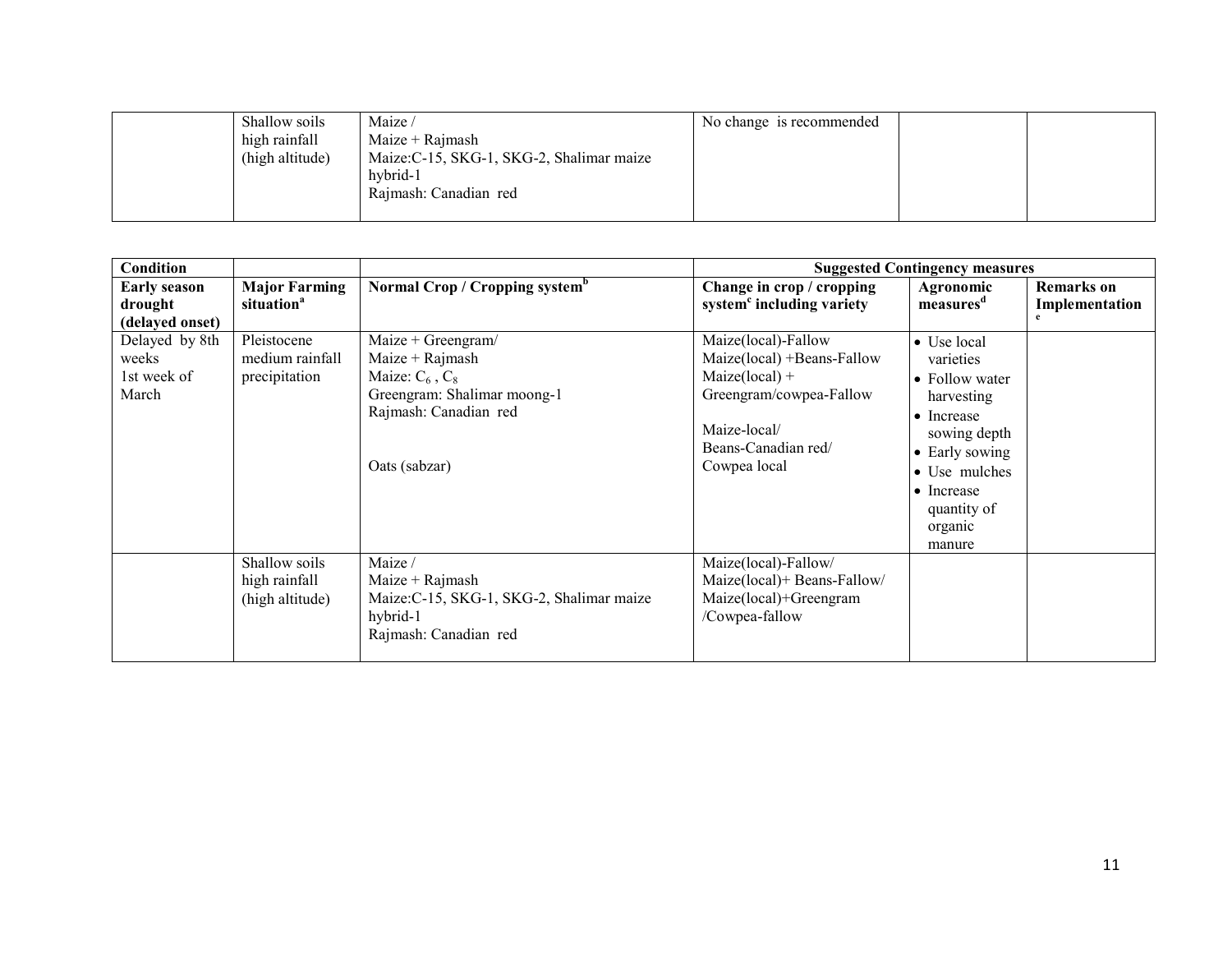|  | Shallow soils high rainfall (high altitude) | Maize / Maize + Rajmash Maize:C-15, SKG-1, SKG-2, Shalimar maize hybrid-1 Rajmash: Canadian red | No change is recommended |  |  |
|---|---|---|---|---|---|

| Condition |  |  | Suggested Contingency measures |  |  |
|---|---|---|---|---|---|
| **Early season drought (delayed onset)** | **Major Farming situation[a]** | **Normal Crop / Cropping system[b]** | **Change in crop / cropping system[c] including variety** | **Agronomic measures[d]** | **Remarks on Implementation[e]** |
| Delayed by 8th weeks 1st week of March | Pleistocene medium rainfall precipitation | Maize + Greengram/ Maize + Rajmash Maize: $C_6$ , $C_8$ Greengram: Shalimar moong-1 Rajmash: Canadian red Oats (sabzar) | Maize(local)-Fallow Maize(local) +Beans-Fallow Maize(local) + Greengram/cowpea-Fallow Maize-local/ Beans-Canadian red/ Cowpea local | • Use local varieties • Follow water harvesting • Increase sowing depth • Early sowing • Use mulches • Increase quantity of organic manure |  |
|  | Shallow soils high rainfall (high altitude) | Maize / Maize + Rajmash Maize:C-15, SKG-1, SKG-2, Shalimar maize hybrid-1 Rajmash: Canadian red | Maize(local)-Fallow/ Maize(local)+ Beans-Fallow/ Maize(local)+Greengram /Cowpea-fallow |  |  |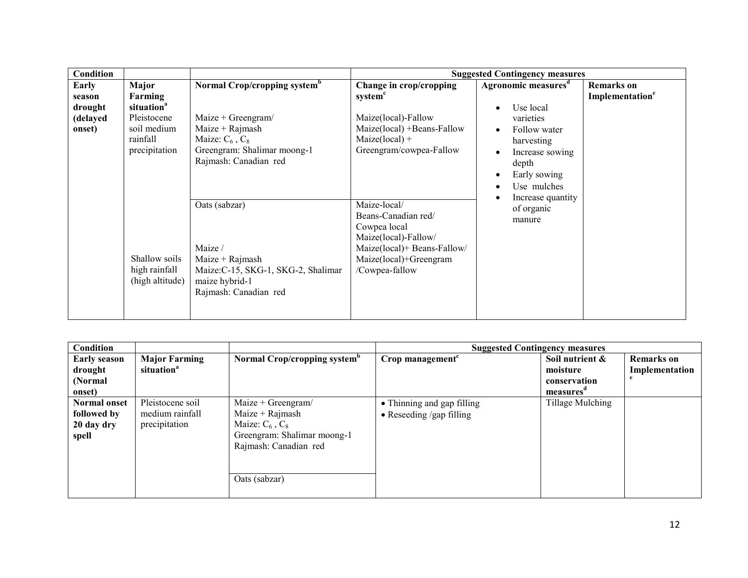| Condition | | | Suggested Contingency measures | | |
|---|---|---|---|---|---|
| Early season drought (delayed onset) | Major Farming situation[a] | Normal Crop/cropping system[b] | Change in crop/cropping system[c] | Agronomic measures[d] | Remarks on Implementation[e] |
| | Pleistocene soil medium rainfall precipitation | Maize + Greengram/<br>Maize + Rajmash<br>Maize: $C_6$ , $C_8$<br>Greengram: Shalimar moong-1<br>Rajmash: Canadian red | Maize(local)-Fallow<br>Maize(local) +Beans-Fallow<br>Maize(local) + Greengram/cowpea-Fallow | • Use local varieties<br>• Follow water harvesting<br>• Increase sowing depth<br>• Early sowing<br>• Use mulches<br>• Increase quantity of organic manure | |
| | | Oats (sabzar) | Maize-local/<br>Beans-Canadian red/<br>Cowpea local | | |
| | Shallow soils high rainfall (high altitude) | Maize /<br>Maize + Rajmash<br>Maize:C-15, SKG-1, SKG-2, Shalimar maize hybrid-1<br>Rajmash: Canadian red | Maize(local)-Fallow/<br>Maize(local)+ Beans-Fallow/<br>Maize(local)+Greengram /Cowpea-fallow | | |

| Condition | | | Suggested Contingency measures | | |
|---|---|---|---|---|---|
| Early season drought (Normal onset) | Major Farming situation[a] | Normal Crop/cropping system[b] | Crop management[c] | Soil nutrient & moisture conservation measures[d] | Remarks on Implementation[e] |
| Normal onset followed by 20 day dry spell | Pleistocene soil medium rainfall precipitation | Maize + Greengram/<br>Maize + Rajmash<br>Maize: $C_6$ , $C_8$<br>Greengram: Shalimar moong-1<br>Rajmash: Canadian red | • Thinning and gap filling<br>• Reseeding /gap filling | Tillage Mulching | |
| | | Oats (sabzar) | | | |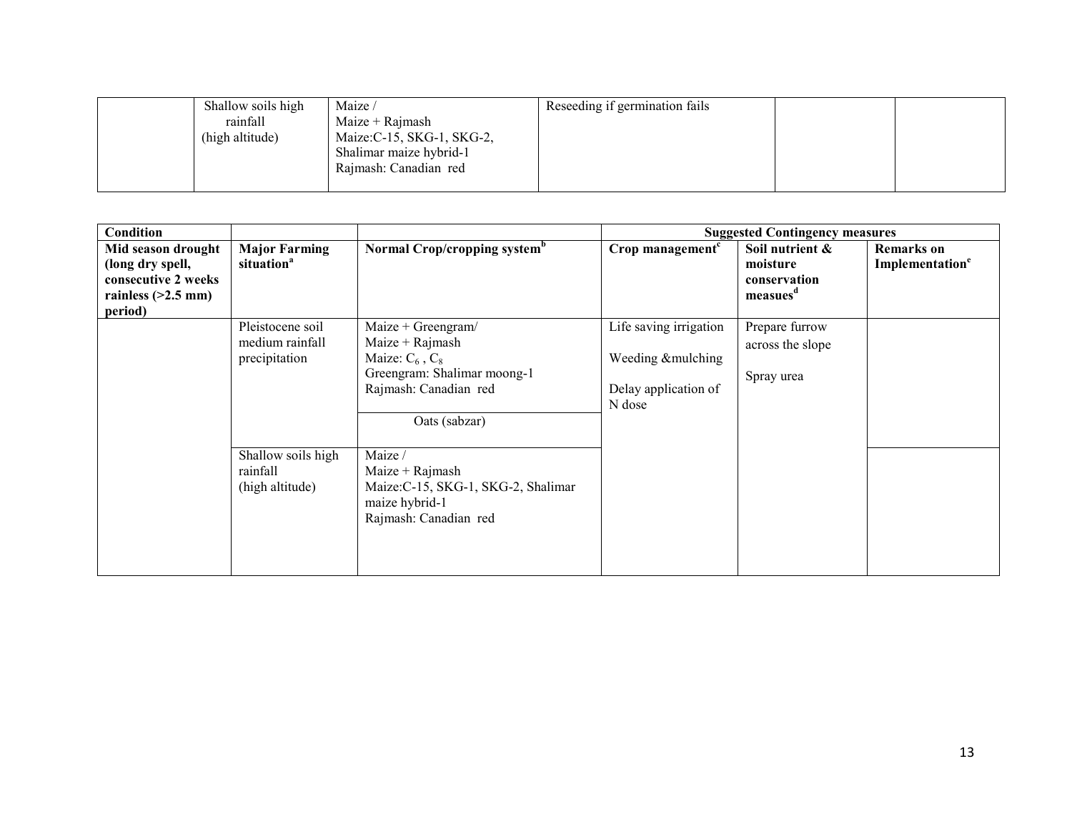| | Shallow soils high rainfall (high altitude) | Maize / Maize + Rajmash Maize:C-15, SKG-1, SKG-2, Shalimar maize hybrid-1 Rajmash: Canadian red | Reseeding if germination fails | | |
|---|---|---|---|---|---|

| Condition | | | Suggested Contingency measures | | |
|---|---|---|---|---|---|
| **Mid season drought (long dry spell, consecutive 2 weeks rainless (>2.5 mm) period)** | **Major Farming situation[a]** | **Normal Crop/cropping system[b]** | **Crop management[c]** | **Soil nutrient & moisture conservation measues[d]** | **Remarks on Implementation[e]** |
| | Pleistocene soil medium rainfall precipitation | Maize + Greengram/ Maize + Rajmash Maize: $C_6$, $C_8$ Greengram: Shalimar moong-1 Rajmash: Canadian red | Life saving irrigation<br>Weeding &mulching<br>Delay application of N dose | Prepare furrow across the slope<br>Spray urea | |
| | | Oats (sabzar) | | | |
| | Shallow soils high rainfall (high altitude) | Maize / Maize + Rajmash Maize:C-15, SKG-1, SKG-2, Shalimar maize hybrid-1 Rajmash: Canadian red | | | |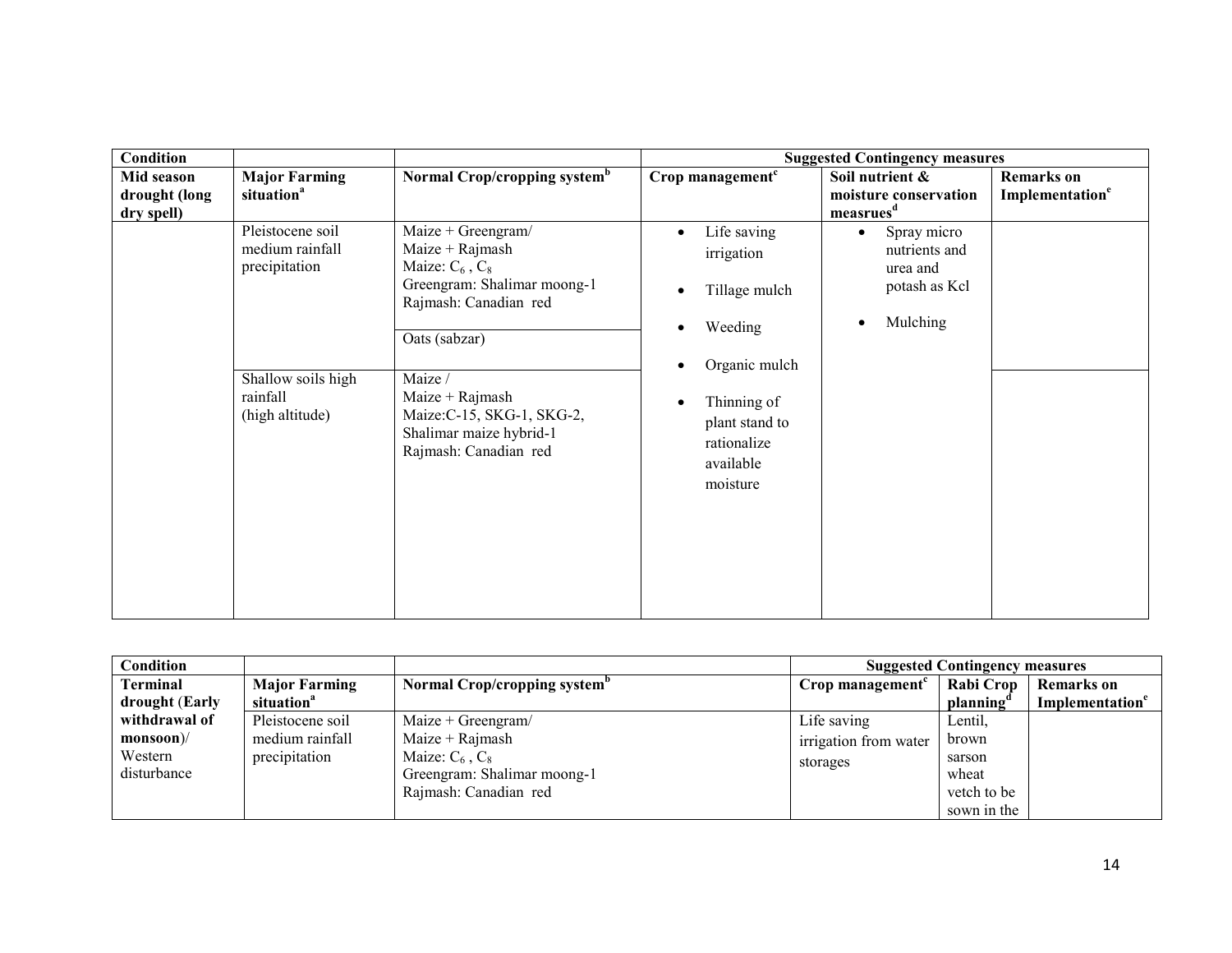| Condition | | | Suggested Contingency measures | | |
|---|---|---|---|---|---|
| **Mid season drought (long dry spell)** | **Major Farming situation[a]** | **Normal Crop/cropping system[b]** | **Crop management[c]** | **Soil nutrient & moisture conservation measrues[d]** | **Remarks on Implementation[e]** |
| | Pleistocene soil medium rainfall precipitation | Maize + Greengram/ Maize + Rajmash Maize: $C_6$ , $C_8$ Greengram: Shalimar moong-1 Rajmash: Canadian red | • Life saving irrigation • Tillage mulch • Weeding • Organic mulch • Thinning of plant stand to rationalize available moisture | • Spray micro nutrients and urea and potash as Kcl • Mulching | |
| | | Oats (sabzar) | | | |
| | Shallow soils high rainfall (high altitude) | Maize / Maize + Rajmash Maize:C-15, SKG-1, SKG-2, Shalimar maize hybrid-1 Rajmash: Canadian red | | | |

| Condition | | | Suggested Contingency measures | | |
|---|---|---|---|---|---|
| **Terminal drought (Early withdrawal of monsoon)**/ Western disturbance | **Major Farming situation[a]** | **Normal Crop/cropping system[b]** | **Crop management[c]** | **Rabi Crop planning[d]** | **Remarks on Implementation[e]** |
| | Pleistocene soil medium rainfall precipitation | Maize + Greengram/ Maize + Rajmash Maize: $C_6$ , $C_8$ Greengram: Shalimar moong-1 Rajmash: Canadian red | Life saving irrigation from water storages | Lentil, brown sarson wheat vetch to be sown in the | |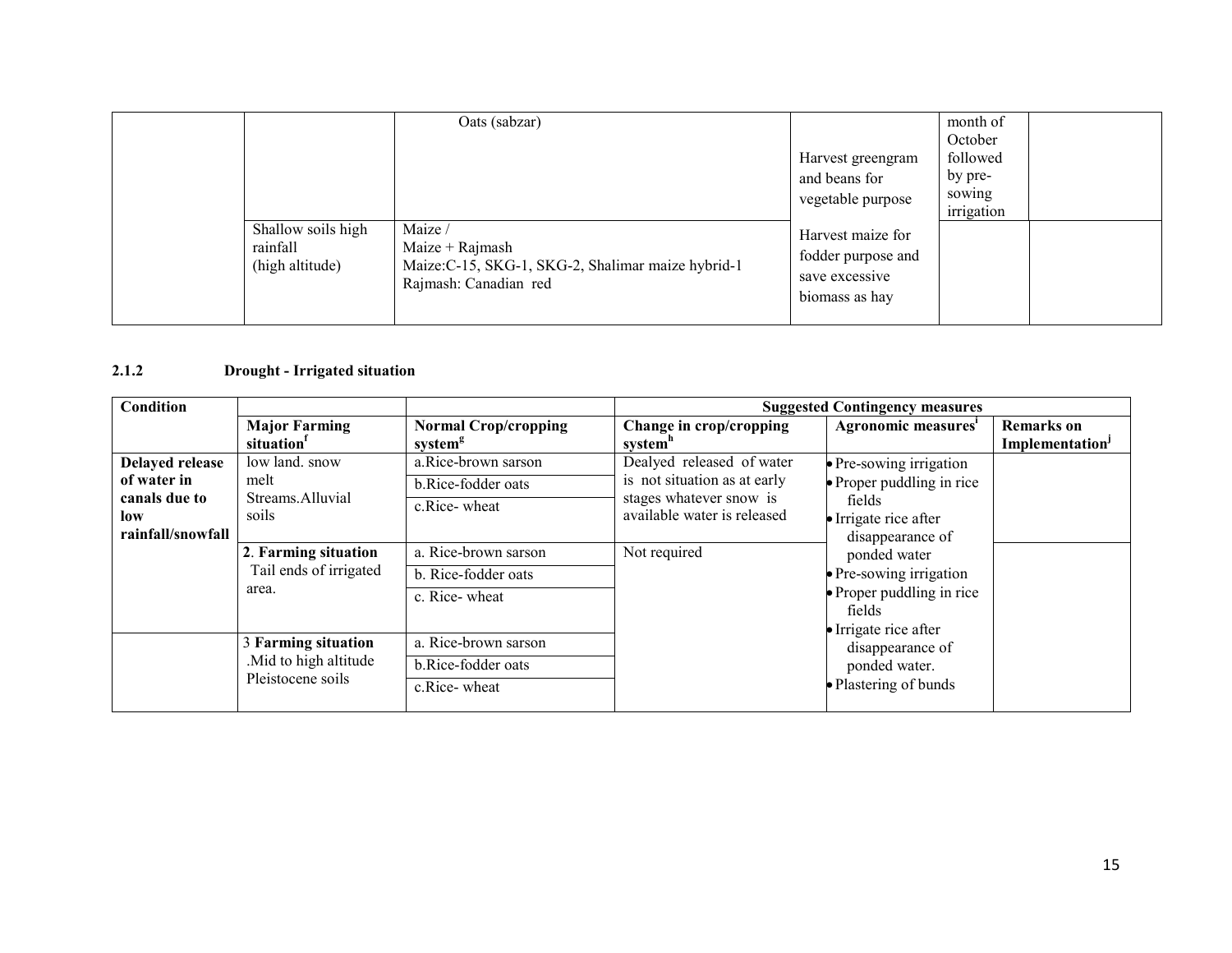| | | | | | |
|---|---|---|---|---|---|
| | | Oats (sabzar) | Harvest greengram and beans for vegetable purpose | month of October followed by pre-sowing irrigation | |
| | Shallow soils high rainfall (high altitude) | Maize / Maize + Rajmash Maize:C-15, SKG-1, SKG-2, Shalimar maize hybrid-1 Rajmash: Canadian red | Harvest maize for fodder purpose and save excessive biomass as hay | | |

### 2.1.2 Drought - Irrigated situation

| Condition | | | Suggested Contingency measures | | |
|---|---|---|---|---|---|
| | **Major Farming situation**[f] | **Normal Crop/cropping system**[g] | **Change in crop/cropping system**[h] | **Agronomic measures**[i] | **Remarks on Implementation**[j] |
| **Delayed release of water in canals due to low rainfall/snowfall** | low land. snow melt Streams.Alluvial soils | a.Rice-brown sarson<br>b.Rice-fodder oats<br>c.Rice- wheat | Dealyed released of water is not situation as at early stages whatever snow is available water is released | • Pre-sowing irrigation<br>• Proper puddling in rice fields<br>• Irrigate rice after disappearance of ponded water<br>• Pre-sowing irrigation<br>• Proper puddling in rice fields<br>• Irrigate rice after disappearance of ponded water.<br>• Plastering of bunds | |
| | **2**. **Farming situation** Tail ends of irrigated area. | a. Rice-brown sarson<br>b. Rice-fodder oats<br>c. Rice- wheat | Not required | | |
| | 3 **Farming situation** .Mid to high altitude Pleistocene soils | a. Rice-brown sarson<br>b.Rice-fodder oats<br>c.Rice- wheat | | | |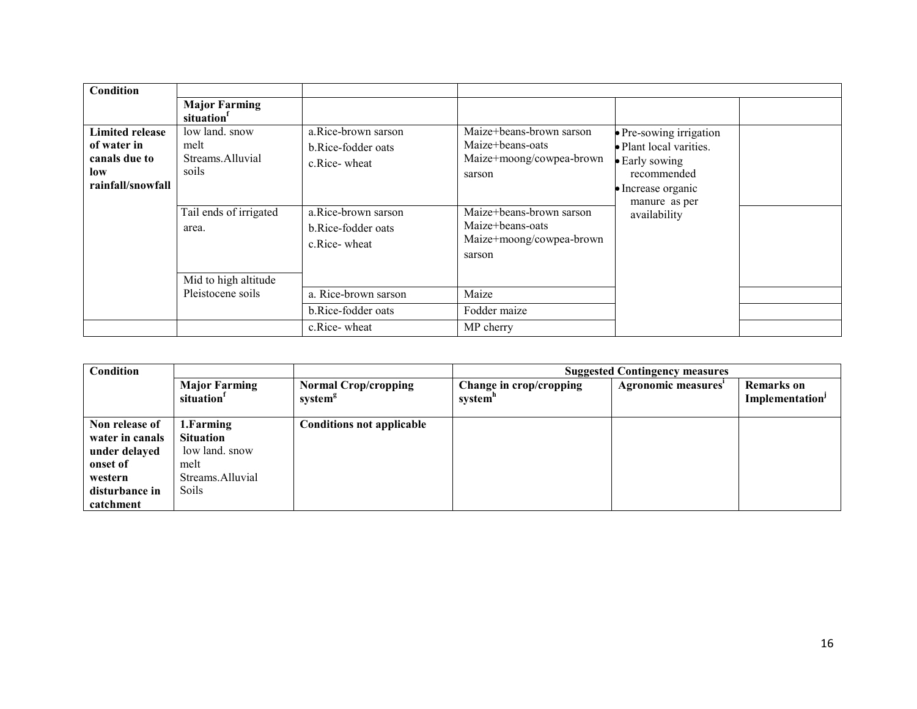| Condition | | | | | |
|---|---|---|---|---|---|
| | **Major Farming situation[f]** | | | | |
| **Limited release of water in canals due to low rainfall/snowfall** | low land. snow melt Streams.Alluvial soils | a.Rice-brown sarson<br>b.Rice-fodder oats<br>c.Rice- wheat | Maize+beans-brown sarson<br>Maize+beans-oats<br>Maize+moong/cowpea-brown sarson | • Pre-sowing irrigation<br>• Plant local varities.<br>• Early sowing recommended<br>• Increase organic manure as per availability | |
| | Tail ends of irrigated area. | a.Rice-brown sarson<br>b.Rice-fodder oats<br>c.Rice- wheat | Maize+beans-brown sarson<br>Maize+beans-oats<br>Maize+moong/cowpea-brown sarson | | |
| | Mid to high altitude Pleistocene soils | a. Rice-brown sarson | Maize | | |
| | | b.Rice-fodder oats | Fodder maize | | |
| | | c.Rice- wheat | MP cherry | | |

| Condition | | | Suggested Contingency measures | | |
|---|---|---|---|---|---|
| | **Major Farming situation[f]** | **Normal Crop/cropping system[g]** | **Change in crop/cropping system[h]** | **Agronomic measures[i]** | **Remarks on Implementation[j]** |
| **Non release of water in canals under delayed onset of western disturbance in catchment** | **1.Farming Situation** low land. snow melt Streams.Alluvial Soils | **Conditions not applicable** | | | |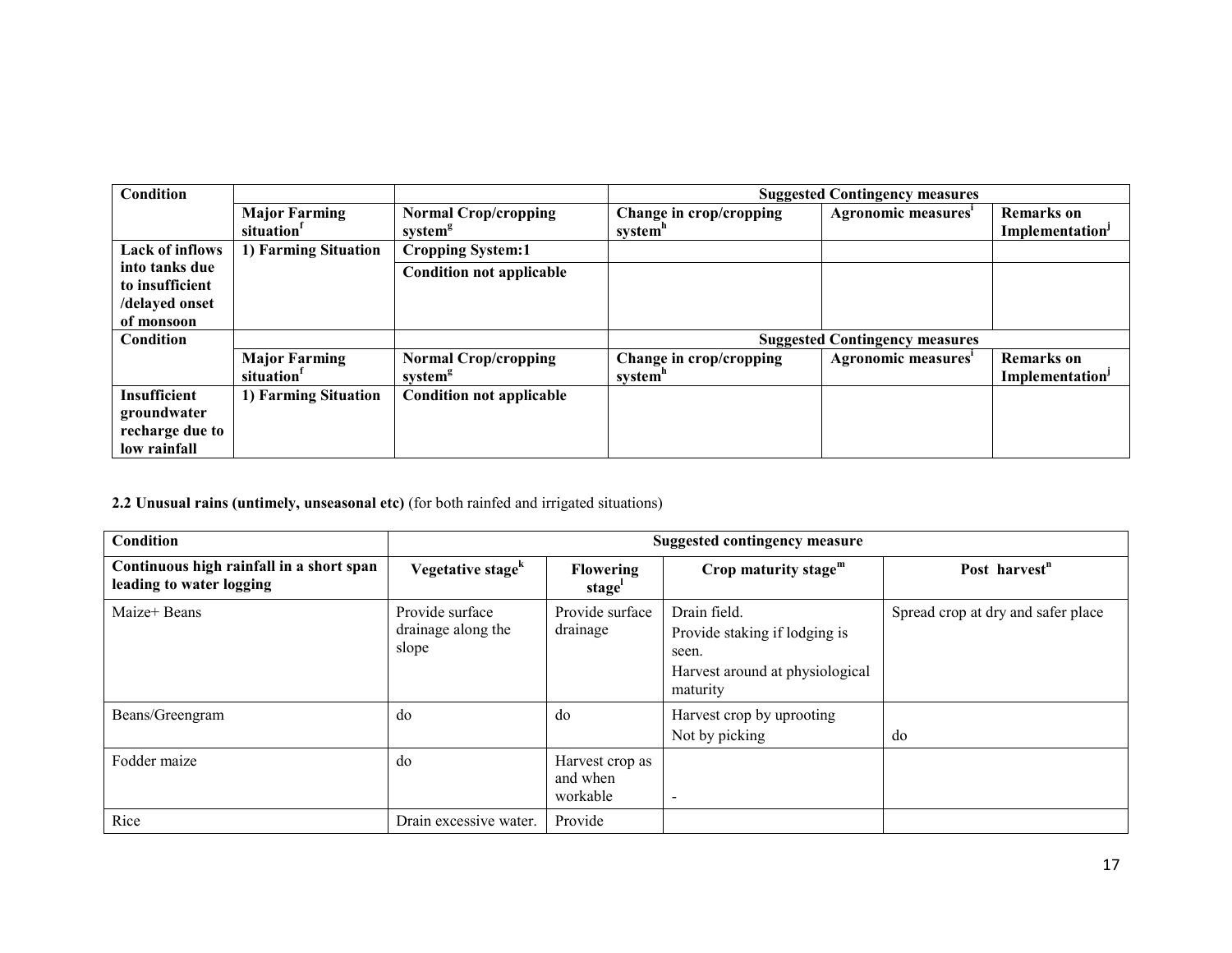| Condition | | | Suggested Contingency measures | | |
|---|---|---|---|---|---|
| | Major Farming situation[f] | Normal Crop/cropping system[g] | Change in crop/cropping system[h] | Agronomic measures[i] | Remarks on Implementation[j] |
| Lack of inflows into tanks due to insufficient /delayed onset of monsoon | 1) Farming Situation | Cropping System:1 | | | |
| | | Condition not applicable | | | |
| Condition | | | Suggested Contingency measures | | |
| | Major Farming situation[f] | Normal Crop/cropping system[g] | Change in crop/cropping system[h] | Agronomic measures[i] | Remarks on Implementation[j] |
| Insufficient groundwater recharge due to low rainfall | 1) Farming Situation | Condition not applicable | | | |

**2.2 Unusual rains (untimely, unseasonal etc)** (for both rainfed and irrigated situations)

| Condition | Suggested contingency measure | | | |
|---|---|---|---|---|
| **Continuous high rainfall in a short span leading to water logging** | **Vegetative stage[k]** | **Flowering stage[l]** | **Crop maturity stage[m]** | **Post harvest[n]** |
| Maize+ Beans | Provide surface drainage along the slope | Provide surface drainage | Drain field.<br>Provide staking if lodging is seen.<br>Harvest around at physiological maturity | Spread crop at dry and safer place |
| Beans/Greengram | do | do | Harvest crop by uprooting<br>Not by picking | do |
| Fodder maize | do | Harvest crop as and when workable | - | |
| Rice | Drain excessive water. | Provide | | |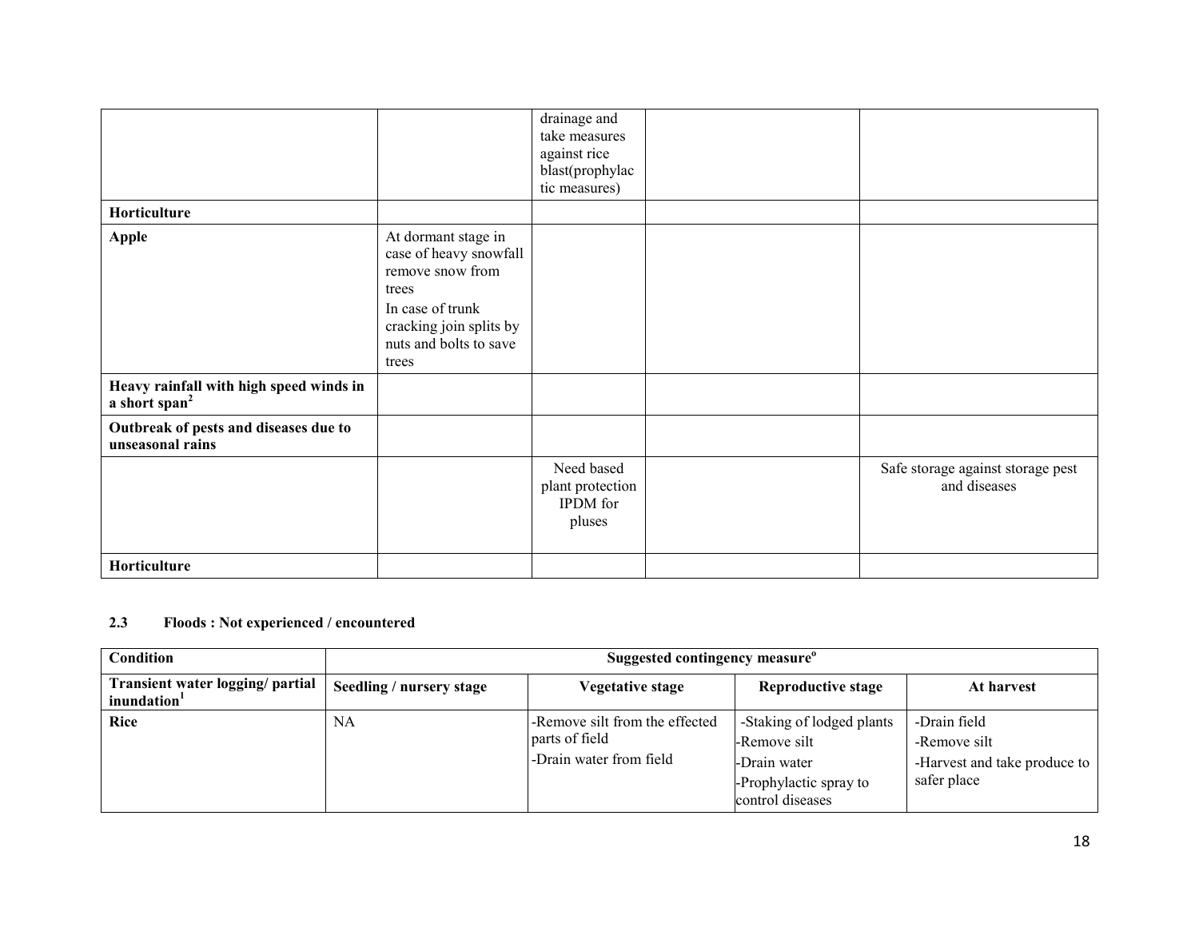| | | | | |
|---|---|---|---|---|
| | | drainage and take measures against rice blast(prophylac tic measures) | | |
| **Horticulture** | | | | |
| **Apple** | At dormant stage in case of heavy snowfall remove snow from trees<br>In case of trunk cracking join splits by nuts and bolts to save trees | | | |
| **Heavy rainfall with high speed winds in a short span[2]** | | | | |
| **Outbreak of pests and diseases due to unseasonal rains** | | | | |
| | | Need based plant protection IPDM for pluses | | Safe storage against storage pest and diseases |
| **Horticulture** | | | | |

## 2.3 Floods : Not experienced / encountered

| Condition | Suggested contingency measure[o] | | | |
|---|---|---|---|---|
| **Transient water logging/ partial inundation[1]** | **Seedling / nursery stage** | **Vegetative stage** | **Reproductive stage** | **At harvest** |
| **Rice** | NA | -Remove silt from the effected parts of field<br>-Drain water from field | -Staking of lodged plants<br>-Remove silt<br>-Drain water<br>-Prophylactic spray to control diseases | -Drain field<br>-Remove silt<br>-Harvest and take produce to safer place |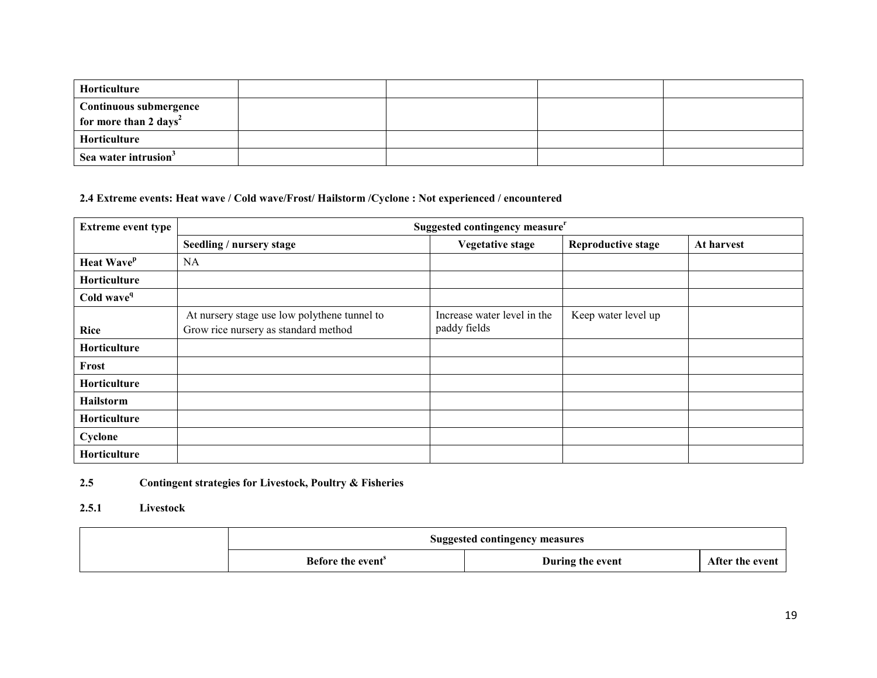| Horticulture | | | | |
|---|---|---|---|---|
| Continuous submergence for more than 2 days[2] | | | | |
| Horticulture | | | | |
| Sea water intrusion[3] | | | | |

**2.4 Extreme events: Heat wave / Cold wave/Frost/ Hailstorm /Cyclone : Not experienced / encountered**

| Extreme event type | Suggested contingency measure[r] | | | |
|---|---|---|---|---|
| | Seedling / nursery stage | Vegetative stage | Reproductive stage | At harvest |
| Heat Wave[p] | NA | | | |
| Horticulture | | | | |
| Cold wave[q] | | | | |
| Rice | At nursery stage use low polythene tunnel to Grow rice nursery as standard method | Increase water level in the paddy fields | Keep water level up | |
| Horticulture | | | | |
| Frost | | | | |
| Horticulture | | | | |
| Hailstorm | | | | |
| Horticulture | | | | |
| Cyclone | | | | |
| Horticulture | | | | |

**2.5 Contingent strategies for Livestock, Poultry & Fisheries**

**2.5.1 Livestock**

| | Suggested contingency measures | | |
|---|---|---|---|
| | Before the event[s] | During the event | After the event |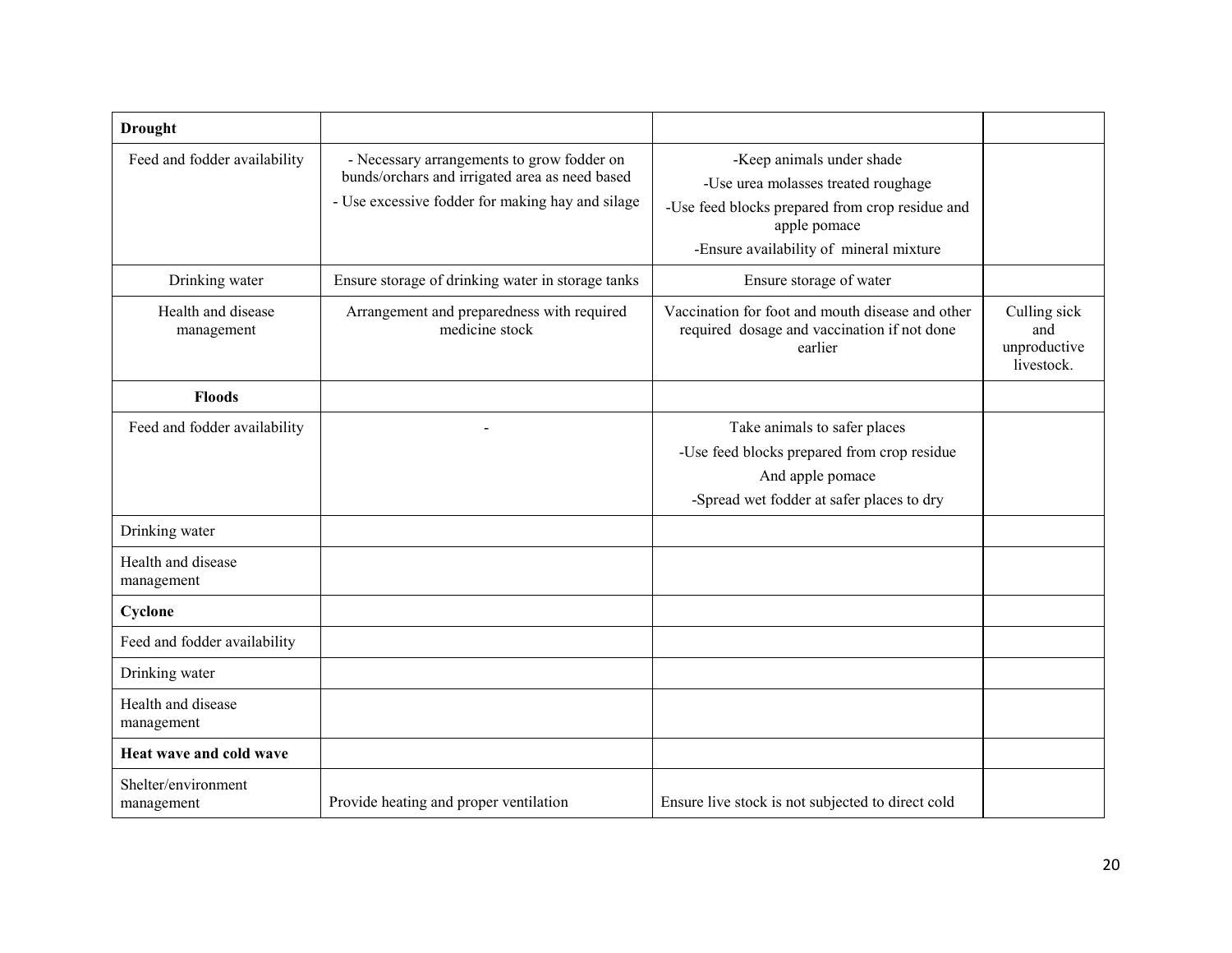| **Drought** | | | |
|---|---|---|---|
| Feed and fodder availability | - Necessary arrangements to grow fodder on bunds/orchars and irrigated area as need based<br>- Use excessive fodder for making hay and silage | -Keep animals under shade<br>-Use urea molasses treated roughage<br>-Use feed blocks prepared from crop residue and apple pomace<br>-Ensure availability of mineral mixture | |
| Drinking water | Ensure storage of drinking water in storage tanks | Ensure storage of water | |
| Health and disease management | Arrangement and preparedness with required medicine stock | Vaccination for foot and mouth disease and other required dosage and vaccination if not done earlier | Culling sick and unproductive livestock. |
| **Floods** | | | |
| Feed and fodder availability | - | Take animals to safer places<br>-Use feed blocks prepared from crop residue And apple pomace<br>-Spread wet fodder at safer places to dry | |
| Drinking water | | | |
| Health and disease management | | | |
| **Cyclone** | | | |
| Feed and fodder availability | | | |
| Drinking water | | | |
| Health and disease management | | | |
| **Heat wave and cold wave** | | | |
| Shelter/environment management | Provide heating and proper ventilation | Ensure live stock is not subjected to direct cold | |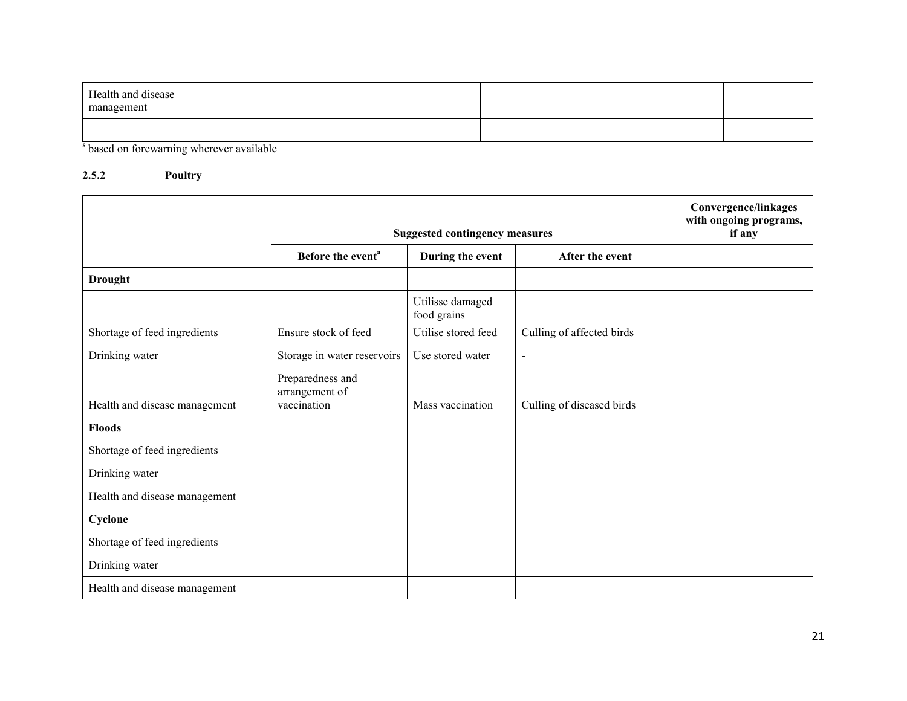| Health and disease management | | | |
|---|---|---|---|
| | | | |

[s] based on forewarning wherever available

### 2.5.2 Poultry

| | Suggested contingency measures | | | Convergence/linkages with ongoing programs, if any |
|---|---|---|---|---|
| | Before the event[a] | During the event | After the event | |
| **Drought** | | | | |
| Shortage of feed ingredients | Ensure stock of feed | Utilisse damaged food grains<br>Utilise stored feed | Culling of affected birds | |
| Drinking water | Storage in water reservoirs | Use stored water | - | |
| Health and disease management | Preparedness and arrangement of vaccination | Mass vaccination | Culling of diseased birds | |
| **Floods** | | | | |
| Shortage of feed ingredients | | | | |
| Drinking water | | | | |
| Health and disease management | | | | |
| **Cyclone** | | | | |
| Shortage of feed ingredients | | | | |
| Drinking water | | | | |
| Health and disease management | | | | |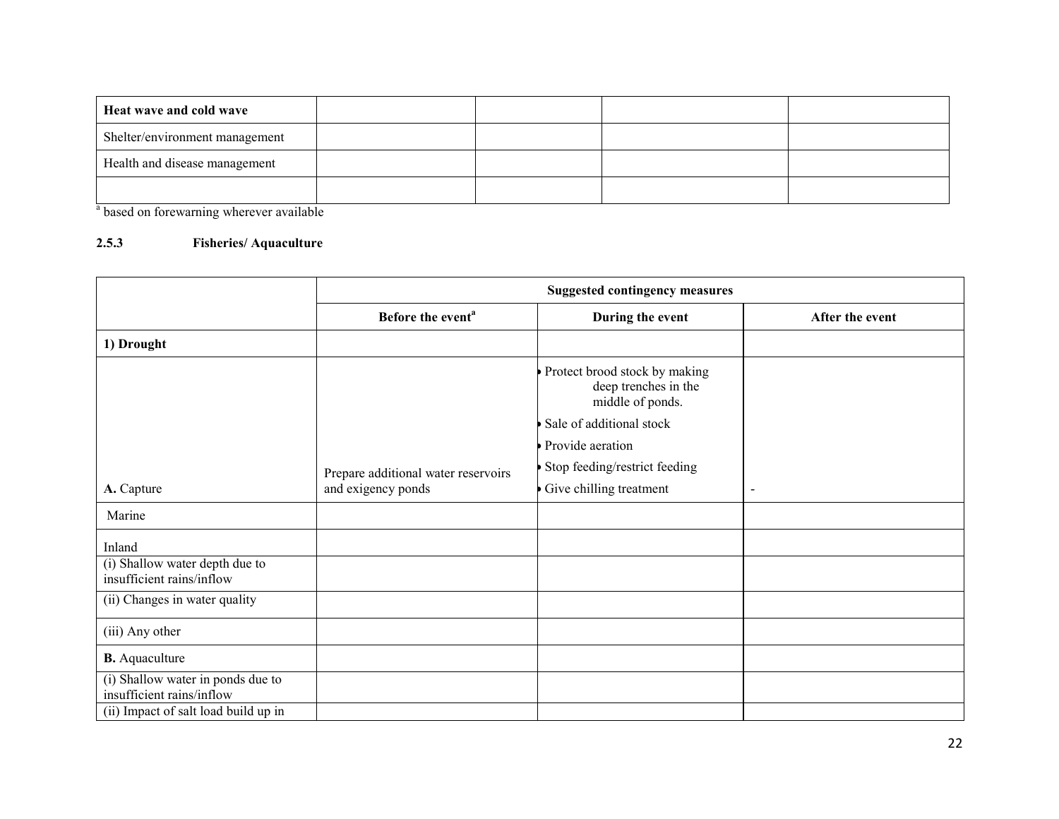| Heat wave and cold wave | | | | |
|---|---|---|---|---|
| Shelter/environment management | | | | |
| Health and disease management | | | | |
| | | | | |

[a] based on forewarning wherever available

### 2.5.3 Fisheries/ Aquaculture

| | Suggested contingency measures | | |
|---|---|---|---|
| | Before the event[a] | During the event | After the event |
| **1) Drought** | | | |
| **A.** Capture | Prepare additional water reservoirs and exigency ponds | • Protect brood stock by making deep trenches in the middle of ponds.<br>• Sale of additional stock<br>• Provide aeration<br>• Stop feeding/restrict feeding<br>• Give chilling treatment | - |
| Marine | | | |
| Inland | | | |
| (i) Shallow water depth due to insufficient rains/inflow | | | |
| (ii) Changes in water quality | | | |
| (iii) Any other | | | |
| **B.** Aquaculture | | | |
| (i) Shallow water in ponds due to insufficient rains/inflow | | | |
| (ii) Impact of salt load build up in | | | |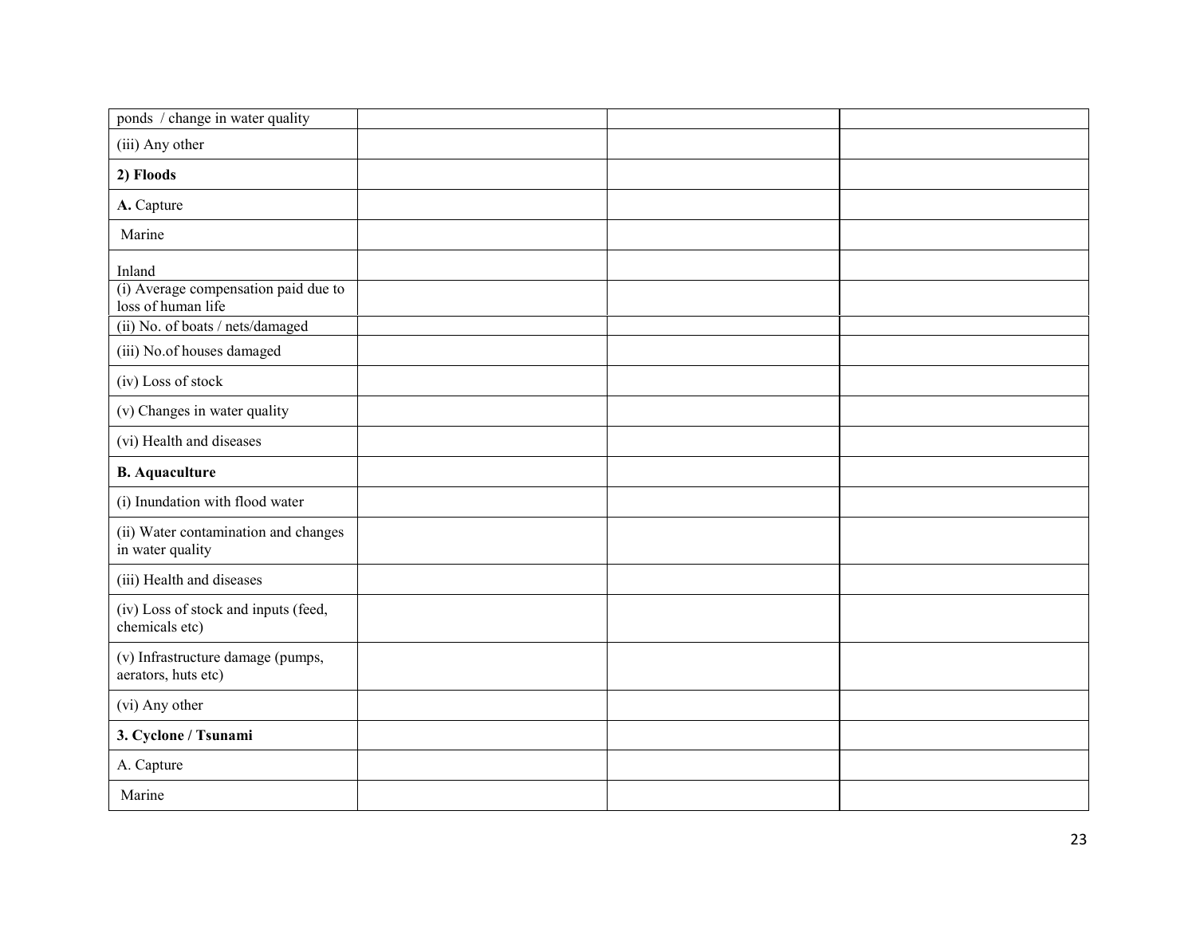| | | | |
|---|---|---|---|
| ponds / change in water quality | | | |
| (iii) Any other | | | |
| **2) Floods** | | | |
| **A.** Capture | | | |
| Marine | | | |
| Inland | | | |
| (i) Average compensation paid due to loss of human life | | | |
| (ii) No. of boats / nets/damaged | | | |
| (iii) No.of houses damaged | | | |
| (iv) Loss of stock | | | |
| (v) Changes in water quality | | | |
| (vi) Health and diseases | | | |
| **B. Aquaculture** | | | |
| (i) Inundation with flood water | | | |
| (ii) Water contamination and changes in water quality | | | |
| (iii) Health and diseases | | | |
| (iv) Loss of stock and inputs (feed, chemicals etc) | | | |
| (v) Infrastructure damage (pumps, aerators, huts etc) | | | |
| (vi) Any other | | | |
| **3. Cyclone / Tsunami** | | | |
| A. Capture | | | |
| Marine | | | |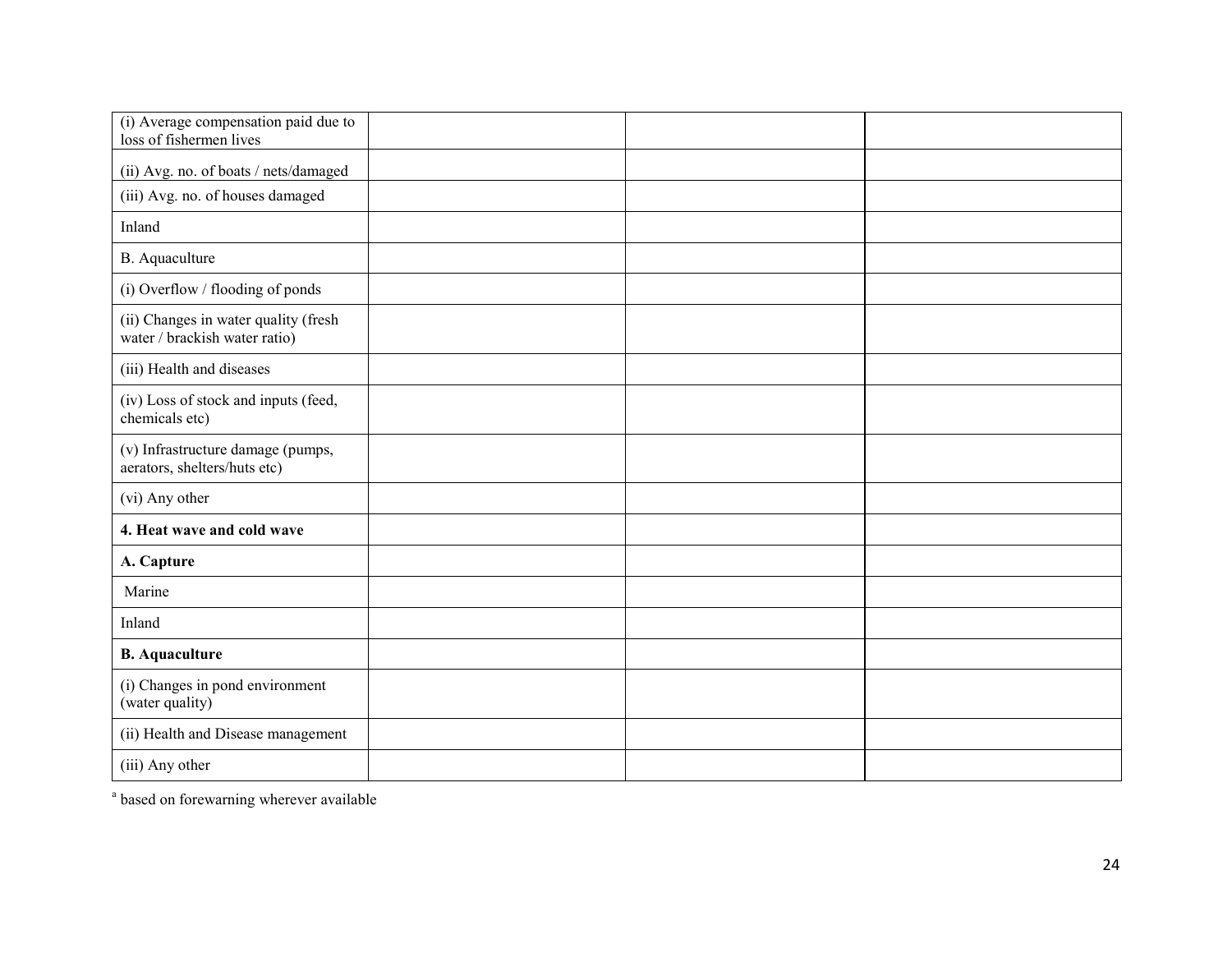| | | | |
|---|---|---|---|
| (i) Average compensation paid due to loss of fishermen lives | | | |
| (ii) Avg. no. of boats / nets/damaged | | | |
| (iii) Avg. no. of houses damaged | | | |
| Inland | | | |
| B. Aquaculture | | | |
| (i) Overflow / flooding of ponds | | | |
| (ii) Changes in water quality (fresh water / brackish water ratio) | | | |
| (iii) Health and diseases | | | |
| (iv) Loss of stock and inputs (feed, chemicals etc) | | | |
| (v) Infrastructure damage (pumps, aerators, shelters/huts etc) | | | |
| (vi) Any other | | | |
| **4. Heat wave and cold wave** | | | |
| **A. Capture** | | | |
| Marine | | | |
| Inland | | | |
| **B. Aquaculture** | | | |
| (i) Changes in pond environment (water quality) | | | |
| (ii) Health and Disease management | | | |
| (iii) Any other | | | |

[a] based on forewarning wherever available